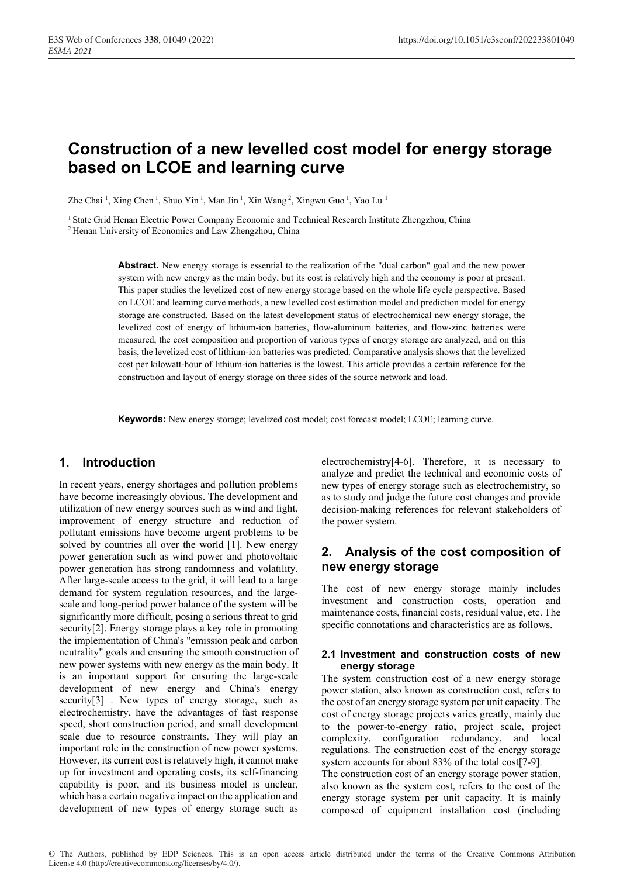# Construction of a new levelled cost model for energy storage based on LCOE and learning curve

Zhe Chai [1], Xing Chen [1], Shuo Yin [1], Man Jin [1], Xin Wang [2], Xingwu Guo [1], Yao Lu [1]

[1] State Grid Henan Electric Power Company Economic and Technical Research Institute Zhengzhou, China
[2] Henan University of Economics and Law Zhengzhou, China

**Abstract.** New energy storage is essential to the realization of the "dual carbon" goal and the new power system with new energy as the main body, but its cost is relatively high and the economy is poor at present. This paper studies the levelized cost of new energy storage based on the whole life cycle perspective. Based on LCOE and learning curve methods, a new levelled cost estimation model and prediction model for energy storage are constructed. Based on the latest development status of electrochemical new energy storage, the levelized cost of energy of lithium-ion batteries, flow-aluminum batteries, and flow-zinc batteries were measured, the cost composition and proportion of various types of energy storage are analyzed, and on this basis, the levelized cost of lithium-ion batteries was predicted. Comparative analysis shows that the levelized cost per kilowatt-hour of lithium-ion batteries is the lowest. This article provides a certain reference for the construction and layout of energy storage on three sides of the source network and load.

**Keywords:** New energy storage; levelized cost model; cost forecast model; LCOE; learning curve.

## 1. Introduction

In recent years, energy shortages and pollution problems have become increasingly obvious. The development and utilization of new energy sources such as wind and light, improvement of energy structure and reduction of pollutant emissions have become urgent problems to be solved by countries all over the world [1]. New energy power generation such as wind power and photovoltaic power generation has strong randomness and volatility. After large-scale access to the grid, it will lead to a large demand for system regulation resources, and the large-scale and long-period power balance of the system will be significantly more difficult, posing a serious threat to grid security[2]. Energy storage plays a key role in promoting the implementation of China's "emission peak and carbon neutrality" goals and ensuring the smooth construction of new power systems with new energy as the main body. It is an important support for ensuring the large-scale development of new energy and China's energy security[3] . New types of energy storage, such as electrochemistry, have the advantages of fast response speed, short construction period, and small development scale due to resource constraints. They will play an important role in the construction of new power systems. However, its current cost is relatively high, it cannot make up for investment and operating costs, its self-financing capability is poor, and its business model is unclear, which has a certain negative impact on the application and development of new types of energy storage such as electrochemistry[4-6]. Therefore, it is necessary to analyze and predict the technical and economic costs of new types of energy storage such as electrochemistry, so as to study and judge the future cost changes and provide decision-making references for relevant stakeholders of the power system.

## 2. Analysis of the cost composition of new energy storage

The cost of new energy storage mainly includes investment and construction costs, operation and maintenance costs, financial costs, residual value, etc. The specific connotations and characteristics are as follows.

### 2.1 Investment and construction costs of new energy storage

The system construction cost of a new energy storage power station, also known as construction cost, refers to the cost of an energy storage system per unit capacity. The cost of energy storage projects varies greatly, mainly due to the power-to-energy ratio, project scale, project complexity, configuration redundancy, and local regulations. The construction cost of the energy storage system accounts for about 83% of the total cost[7-9].

The construction cost of an energy storage power station, also known as the system cost, refers to the cost of the energy storage system per unit capacity. It is mainly composed of equipment installation cost (including

© The Authors, published by EDP Sciences. This is an open access article distributed under the terms of the Creative Commons Attribution License 4.0 (http://creativecommons.org/licenses/by/4.0/).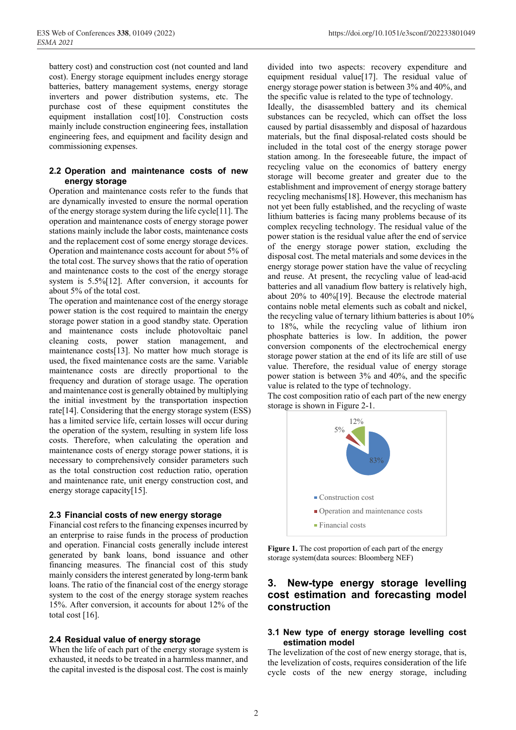battery cost) and construction cost (not counted and land cost). Energy storage equipment includes energy storage batteries, battery management systems, energy storage inverters and power distribution systems, etc. The purchase cost of these equipment constitutes the equipment installation cost[10]. Construction costs mainly include construction engineering fees, installation engineering fees, and equipment and facility design and commissioning expenses.

### 2.2 Operation and maintenance costs of new energy storage

Operation and maintenance costs refer to the funds that are dynamically invested to ensure the normal operation of the energy storage system during the life cycle[11]. The operation and maintenance costs of energy storage power stations mainly include the labor costs, maintenance costs and the replacement cost of some energy storage devices. Operation and maintenance costs account for about 5% of the total cost. The survey shows that the ratio of operation and maintenance costs to the cost of the energy storage system is 5.5%[12]. After conversion, it accounts for about 5% of the total cost.

The operation and maintenance cost of the energy storage power station is the cost required to maintain the energy storage power station in a good standby state. Operation and maintenance costs include photovoltaic panel cleaning costs, power station management, and maintenance costs[13]. No matter how much storage is used, the fixed maintenance costs are the same. Variable maintenance costs are directly proportional to the frequency and duration of storage usage. The operation and maintenance cost is generally obtained by multiplying the initial investment by the transportation inspection rate[14]. Considering that the energy storage system (ESS) has a limited service life, certain losses will occur during the operation of the system, resulting in system life loss costs. Therefore, when calculating the operation and maintenance costs of energy storage power stations, it is necessary to comprehensively consider parameters such as the total construction cost reduction ratio, operation and maintenance rate, unit energy construction cost, and energy storage capacity[15].

### 2.3 Financial costs of new energy storage

Financial cost refers to the financing expenses incurred by an enterprise to raise funds in the process of production and operation. Financial costs generally include interest generated by bank loans, bond issuance and other financing measures. The financial cost of this study mainly considers the interest generated by long-term bank loans. The ratio of the financial cost of the energy storage system to the cost of the energy storage system reaches 15%. After conversion, it accounts for about 12% of the total cost [16].

### 2.4 Residual value of energy storage

When the life of each part of the energy storage system is exhausted, it needs to be treated in a harmless manner, and the capital invested is the disposal cost. The cost is mainly divided into two aspects: recovery expenditure and equipment residual value[17]. The residual value of energy storage power station is between 3% and 40%, and the specific value is related to the type of technology.

Ideally, the disassembled battery and its chemical substances can be recycled, which can offset the loss caused by partial disassembly and disposal of hazardous materials, but the final disposal-related costs should be included in the total cost of the energy storage power station among. In the foreseeable future, the impact of recycling value on the economics of battery energy storage will become greater and greater due to the establishment and improvement of energy storage battery recycling mechanisms[18]. However, this mechanism has not yet been fully established, and the recycling of waste lithium batteries is facing many problems because of its complex recycling technology. The residual value of the power station is the residual value after the end of service of the energy storage power station, excluding the disposal cost. The metal materials and some devices in the energy storage power station have the value of recycling and reuse. At present, the recycling value of lead-acid batteries and all vanadium flow battery is relatively high, about 20% to 40%[19]. Because the electrode material contains noble metal elements such as cobalt and nickel, the recycling value of ternary lithium batteries is about 10% to 18%, while the recycling value of lithium iron phosphate batteries is low. In addition, the power conversion components of the electrochemical energy storage power station at the end of its life are still of use value. Therefore, the residual value of energy storage power station is between 3% and 40%, and the specific value is related to the type of technology.

The cost composition ratio of each part of the new energy storage is shown in Figure 2-1.

**Figure 1.** The cost proportion of each part of the energy storage system(data sources: Bloomberg NEF)

## 3. New-type energy storage levelling cost estimation and forecasting model construction

### 3.1 New type of energy storage levelling cost estimation model

The levelization of the cost of new energy storage, that is, the levelization of costs, requires consideration of the life cycle costs of the new energy storage, including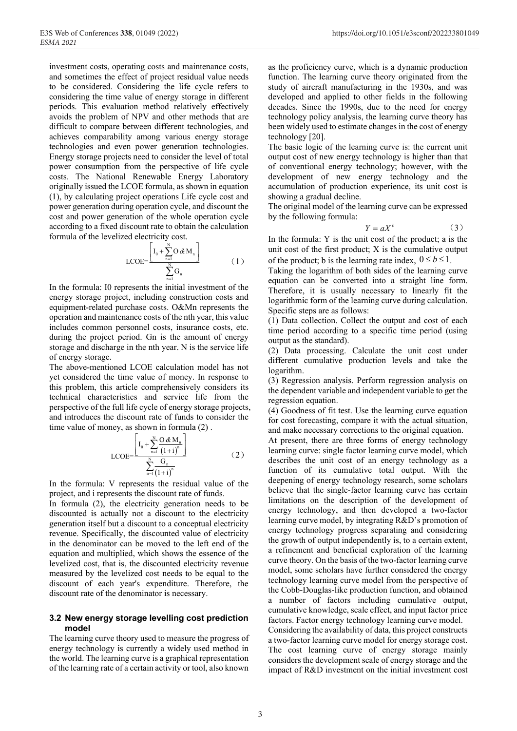investment costs, operating costs and maintenance costs, and sometimes the effect of project residual value needs to be considered. Considering the life cycle refers to considering the time value of energy storage in different periods. This evaluation method relatively effectively avoids the problem of NPV and other methods that are difficult to compare between different technologies, and achieves comparability among various energy storage technologies and even power generation technologies. Energy storage projects need to consider the level of total power consumption from the perspective of life cycle costs. The National Renewable Energy Laboratory originally issued the LCOE formula, as shown in equation (1), by calculating project operations Life cycle cost and power generation during operation cycle, and discount the cost and power generation of the whole operation cycle according to a fixed discount rate to obtain the calculation formula of the levelized electricity cost.

$$\mathrm{LCOE}=\frac{\left[ \mathrm{I}_0+\sum_{n=1}^{N}\mathrm{O\&M}_n \right]}{\sum_{n=1}^{N}\mathrm{G}_n} \tag{1}$$

In the formula: I0 represents the initial investment of the energy storage project, including construction costs and equipment-related purchase costs. O&Mn represents the operation and maintenance costs of the nth year, this value includes common personnel costs, insurance costs, etc. during the project period. Gn is the amount of energy storage and discharge in the nth year. N is the service life of energy storage.

The above-mentioned LCOE calculation model has not yet considered the time value of money. In response to this problem, this article comprehensively considers its technical characteristics and service life from the perspective of the full life cycle of energy storage projects, and introduces the discount rate of funds to consider the time value of money, as shown in formula (2) .

$$\mathrm{LCOE}=\frac{\left[ \mathrm{I}_0+\sum_{n=1}^{N}\frac{\mathrm{O\&M}_n}{(1+\mathrm{i})^n} \right]}{\sum_{n=1}^{N}\frac{\mathrm{G}_n}{(1+\mathrm{i})^n}} \tag{2}$$

In the formula: V represents the residual value of the project, and i represents the discount rate of funds.

In formula (2), the electricity generation needs to be discounted is actually not a discount to the electricity generation itself but a discount to a conceptual electricity revenue. Specifically, the discounted value of electricity in the denominator can be moved to the left end of the equation and multiplied, which shows the essence of the levelized cost, that is, the discounted electricity revenue measured by the levelized cost needs to be equal to the discount of each year's expenditure. Therefore, the discount rate of the denominator is necessary.

### 3.2 New energy storage levelling cost prediction model

The learning curve theory used to measure the progress of energy technology is currently a widely used method in the world. The learning curve is a graphical representation of the learning rate of a certain activity or tool, also known as the proficiency curve, which is a dynamic production function. The learning curve theory originated from the study of aircraft manufacturing in the 1930s, and was developed and applied to other fields in the following decades. Since the 1990s, due to the need for energy technology policy analysis, the learning curve theory has been widely used to estimate changes in the cost of energy technology [20].

The basic logic of the learning curve is: the current unit output cost of new energy technology is higher than that of conventional energy technology; however, with the development of new energy technology and the accumulation of production experience, its unit cost is showing a gradual decline.

The original model of the learning curve can be expressed by the following formula:

$$Y = aX^b \tag{3}$$

In the formula: Y is the unit cost of the product; a is the unit cost of the first product; X is the cumulative output of the product; b is the learning rate index, $0 \le b \le 1$.

Taking the logarithm of both sides of the learning curve equation can be converted into a straight line form. Therefore, it is usually necessary to linearly fit the logarithmic form of the learning curve during calculation. Specific steps are as follows:

(1) Data collection. Collect the output and cost of each time period according to a specific time period (using output as the standard).

(2) Data processing. Calculate the unit cost under different cumulative production levels and take the logarithm.

(3) Regression analysis. Perform regression analysis on the dependent variable and independent variable to get the regression equation.

(4) Goodness of fit test. Use the learning curve equation for cost forecasting, compare it with the actual situation, and make necessary corrections to the original equation.

At present, there are three forms of energy technology learning curve: single factor learning curve model, which describes the unit cost of an energy technology as a function of its cumulative total output. With the deepening of energy technology research, some scholars believe that the single-factor learning curve has certain limitations on the description of the development of energy technology, and then developed a two-factor learning curve model, by integrating R&D's promotion of energy technology progress separating and considering the growth of output independently is, to a certain extent, a refinement and beneficial exploration of the learning curve theory. On the basis of the two-factor learning curve model, some scholars have further considered the energy technology learning curve model from the perspective of the Cobb-Douglas-like production function, and obtained a number of factors including cumulative output, cumulative knowledge, scale effect, and input factor price factors. Factor energy technology learning curve model.

Considering the availability of data, this project constructs a two-factor learning curve model for energy storage cost. The cost learning curve of energy storage mainly considers the development scale of energy storage and the impact of R&D investment on the initial investment cost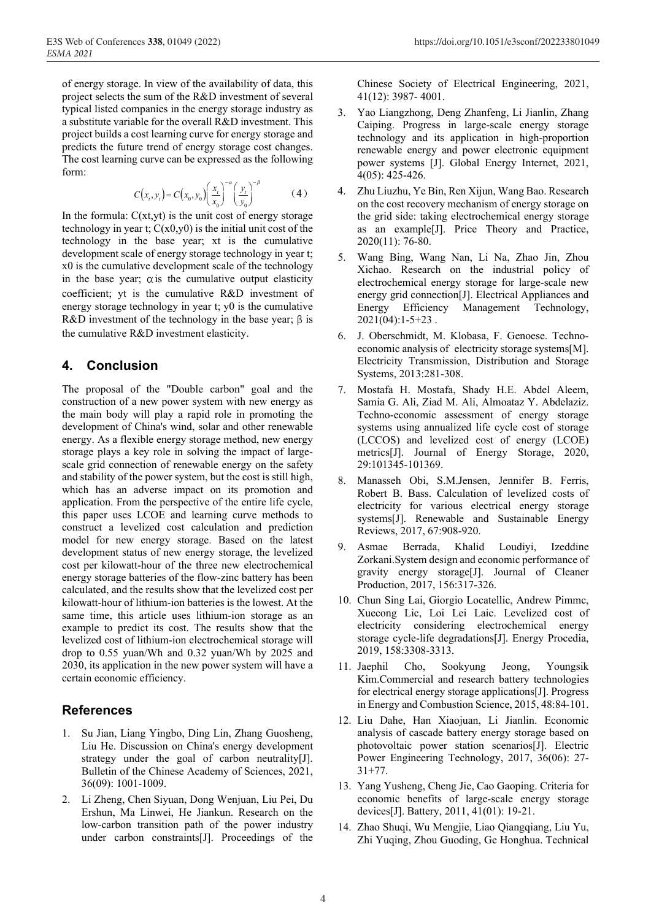of energy storage. In view of the availability of data, this project selects the sum of the R&D investment of several typical listed companies in the energy storage industry as a substitute variable for the overall R&D investment. This project builds a cost learning curve for energy storage and predicts the future trend of energy storage cost changes. The cost learning curve can be expressed as the following form:

$$C(x_t, y_t) = C(x_0, y_0)\left(\frac{x_t}{x_0}\right)^{-\alpha}\left(\frac{y_t}{y_0}\right)^{-\beta} \quad (4)$$

In the formula: $C(x_t,y_t)$ is the unit cost of energy storage technology in year t; $C(x_0,y_0)$ is the initial unit cost of the technology in the base year; $x_t$ is the cumulative development scale of energy storage technology in year t; $x_0$ is the cumulative development scale of the technology in the base year; $\alpha$ is the cumulative output elasticity coefficient; $y_t$ is the cumulative R&D investment of energy storage technology in year t; $y_0$ is the cumulative R&D investment of the technology in the base year; $\beta$ is the cumulative R&D investment elasticity.

## 4. Conclusion

The proposal of the "Double carbon" goal and the construction of a new power system with new energy as the main body will play a rapid role in promoting the development of China's wind, solar and other renewable energy. As a flexible energy storage method, new energy storage plays a key role in solving the impact of large-scale grid connection of renewable energy on the safety and stability of the power system, but the cost is still high, which has an adverse impact on its promotion and application. From the perspective of the entire life cycle, this paper uses LCOE and learning curve methods to construct a levelized cost calculation and prediction model for new energy storage. Based on the latest development status of new energy storage, the levelized cost per kilowatt-hour of the three new electrochemical energy storage batteries of the flow-zinc battery has been calculated, and the results show that the levelized cost per kilowatt-hour of lithium-ion batteries is the lowest. At the same time, this article uses lithium-ion storage as an example to predict its cost. The results show that the levelized cost of lithium-ion electrochemical storage will drop to 0.55 yuan/Wh and 0.32 yuan/Wh by 2025 and 2030, its application in the new power system will have a certain economic efficiency.

## References

1. Su Jian, Liang Yingbo, Ding Lin, Zhang Guosheng, Liu He. Discussion on China's energy development strategy under the goal of carbon neutrality[J]. Bulletin of the Chinese Academy of Sciences, 2021, 36(09): 1001-1009.
2. Li Zheng, Chen Siyuan, Dong Wenjuan, Liu Pei, Du Ershun, Ma Linwei, He Jiankun. Research on the low-carbon transition path of the power industry under carbon constraints[J]. Proceedings of the Chinese Society of Electrical Engineering, 2021, 41(12): 3987- 4001.
3. Yao Liangzhong, Deng Zhanfeng, Li Jianlin, Zhang Caiping. Progress in large-scale energy storage technology and its application in high-proportion renewable energy and power electronic equipment power systems [J]. Global Energy Internet, 2021, 4(05): 425-426.
4. Zhu Liuzhu, Ye Bin, Ren Xijun, Wang Bao. Research on the cost recovery mechanism of energy storage on the grid side: taking electrochemical energy storage as an example[J]. Price Theory and Practice, 2020(11): 76-80.
5. Wang Bing, Wang Nan, Li Na, Zhao Jin, Zhou Xichao. Research on the industrial policy of electrochemical energy storage for large-scale new energy grid connection[J]. Electrical Appliances and Energy Efficiency Management Technology, 2021(04):1-5+23 .
6. J. Oberschmidt, M. Klobasa, F. Genoese. Techno-economic analysis of electricity storage systems[M]. Electricity Transmission, Distribution and Storage Systems, 2013:281-308.
7. Mostafa H. Mostafa, Shady H.E. Abdel Aleem, Samia G. Ali, Ziad M. Ali, Almoataz Y. Abdelaziz. Techno-economic assessment of energy storage systems using annualized life cycle cost of storage (LCCOS) and levelized cost of energy (LCOE) metrics[J]. Journal of Energy Storage, 2020, 29:101345-101369.
8. Manasseh Obi, S.M.Jensen, Jennifer B. Ferris, Robert B. Bass. Calculation of levelized costs of electricity for various electrical energy storage systems[J]. Renewable and Sustainable Energy Reviews, 2017, 67:908-920.
9. Asmae Berrada, Khalid Loudiyi, Izeddine Zorkani.System design and economic performance of gravity energy storage[J]. Journal of Cleaner Production, 2017, 156:317-326.
10. Chun Sing Lai, Giorgio Locatellic, Andrew Pimmc, Xuecong Lic, Loi Lei Laic. Levelized cost of electricity considering electrochemical energy storage cycle-life degradations[J]. Energy Procedia, 2019, 158:3308-3313.
11. Jaephil Cho, Sookyung Jeong, Youngsik Kim.Commercial and research battery technologies for electrical energy storage applications[J]. Progress in Energy and Combustion Science, 2015, 48:84-101.
12. Liu Dahe, Han Xiaojuan, Li Jianlin. Economic analysis of cascade battery energy storage based on photovoltaic power station scenarios[J]. Electric Power Engineering Technology, 2017, 36(06): 27-31+77.
13. Yang Yusheng, Cheng Jie, Cao Gaoping. Criteria for economic benefits of large-scale energy storage devices[J]. Battery, 2011, 41(01): 19-21.
14. Zhao Shuqi, Wu Mengjie, Liao Qiangqiang, Liu Yu, Zhi Yuqing, Zhou Guoding, Ge Honghua. Technical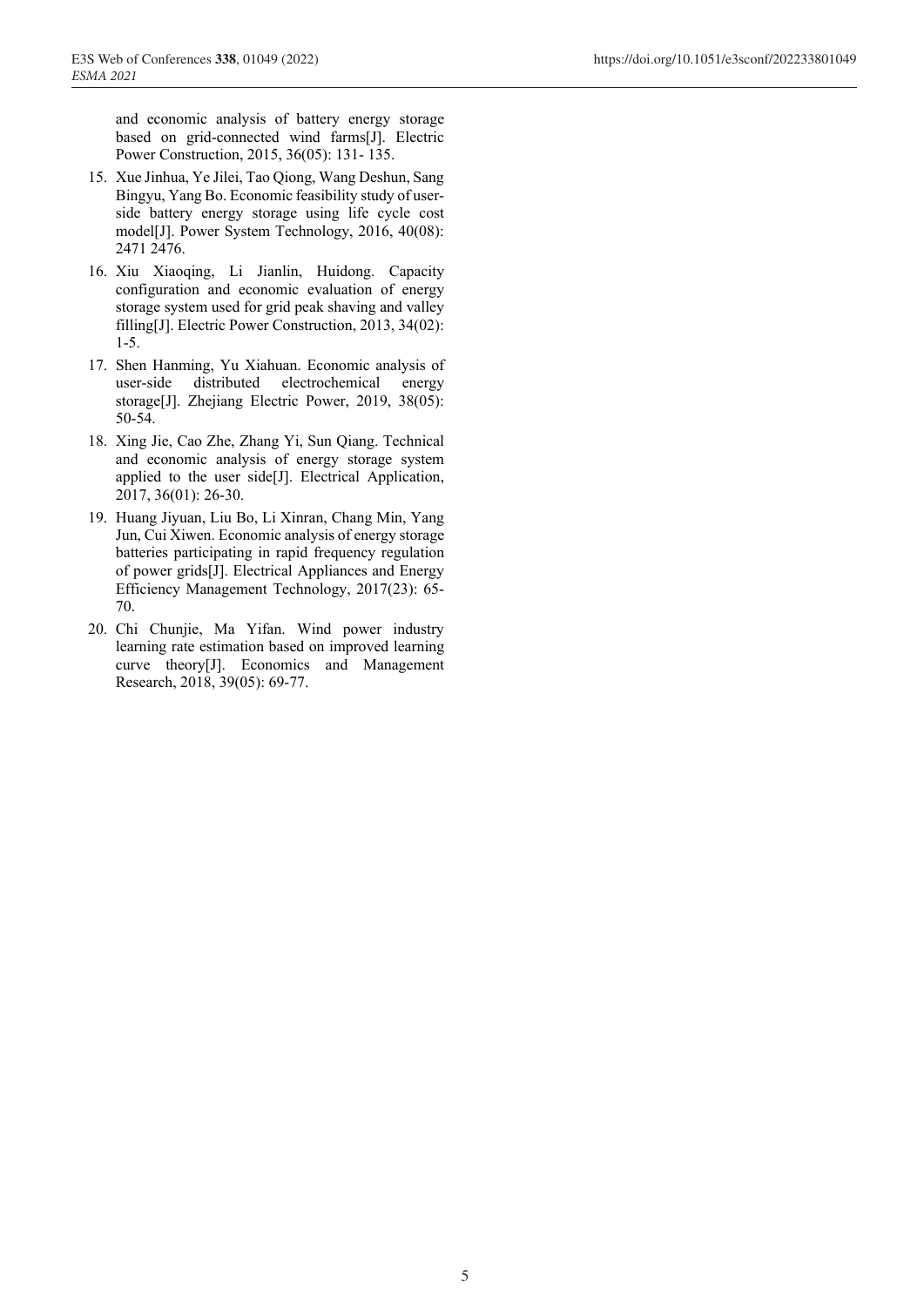and economic analysis of battery energy storage based on grid-connected wind farms[J]. Electric Power Construction, 2015, 36(05): 131- 135.

15. Xue Jinhua, Ye Jilei, Tao Qiong, Wang Deshun, Sang Bingyu, Yang Bo. Economic feasibility study of user-side battery energy storage using life cycle cost model[J]. Power System Technology, 2016, 40(08): 2471 2476.
16. Xiu Xiaoqing, Li Jianlin, Huidong. Capacity configuration and economic evaluation of energy storage system used for grid peak shaving and valley filling[J]. Electric Power Construction, 2013, 34(02): 1-5.
17. Shen Hanming, Yu Xiahuan. Economic analysis of user-side distributed electrochemical energy storage[J]. Zhejiang Electric Power, 2019, 38(05): 50-54.
18. Xing Jie, Cao Zhe, Zhang Yi, Sun Qiang. Technical and economic analysis of energy storage system applied to the user side[J]. Electrical Application, 2017, 36(01): 26-30.
19. Huang Jiyuan, Liu Bo, Li Xinran, Chang Min, Yang Jun, Cui Xiwen. Economic analysis of energy storage batteries participating in rapid frequency regulation of power grids[J]. Electrical Appliances and Energy Efficiency Management Technology, 2017(23): 65-70.
20. Chi Chunjie, Ma Yifan. Wind power industry learning rate estimation based on improved learning curve theory[J]. Economics and Management Research, 2018, 39(05): 69-77.